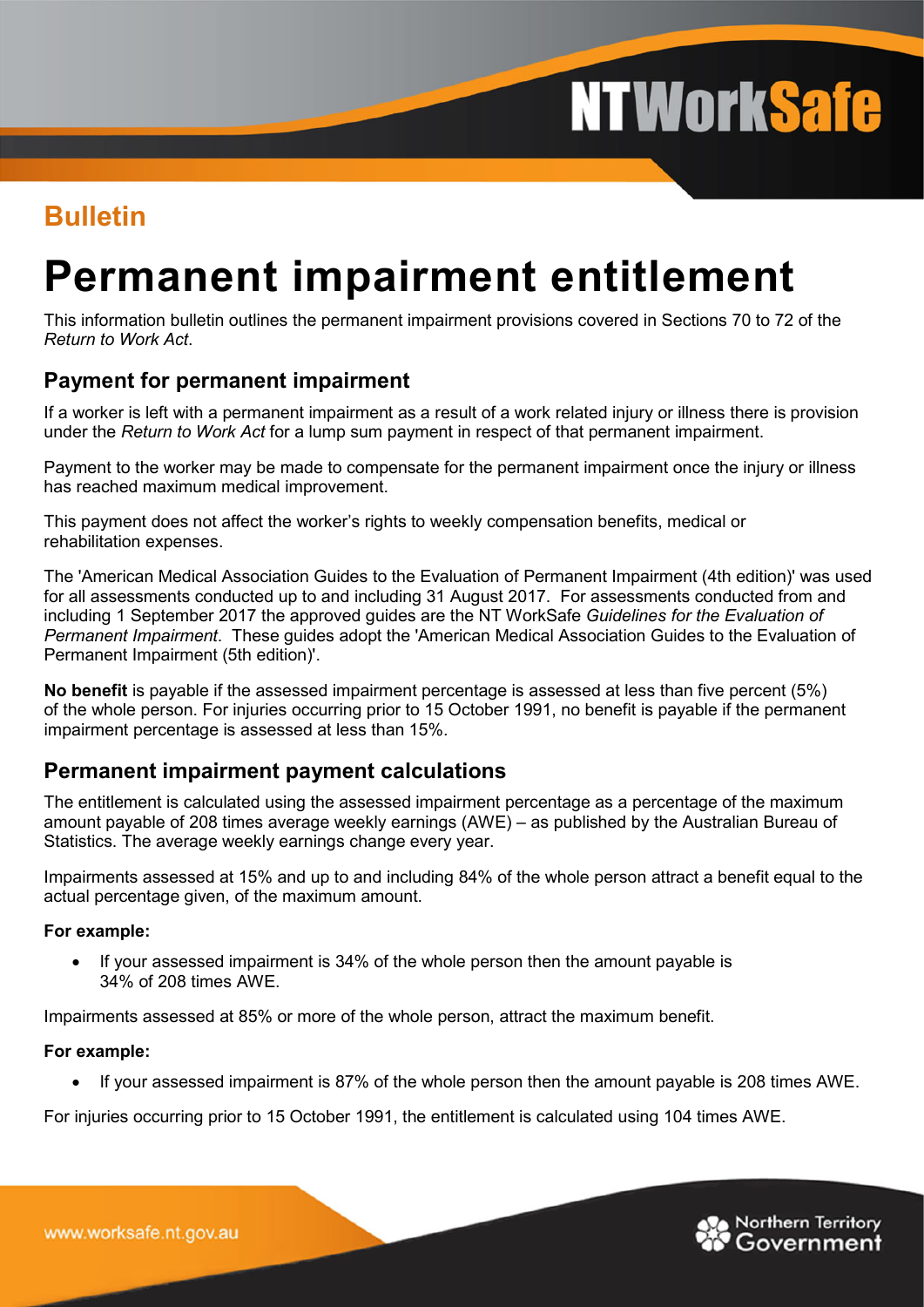## Bulletin

# Permanent impairment entitlement

This information bulletin outlines the permanent impairment provisions covered in Sections 70 to 72 of the *Return to Work Act*.

## Payment for permanent impairment

If a worker is left with a permanent impairment as a result of a work related injury or illness there is provision under the *Return to Work Act* for a lump sum payment in respect of that permanent impairment.

Payment to the worker may be made to compensate for the permanent impairment once the injury or illness has reached maximum medical improvement.

This payment does not affect the worker's rights to weekly compensation benefits, medical or rehabilitation expenses.

The 'American Medical Association Guides to the Evaluation of Permanent Impairment (4th edition)' was used for all assessments conducted up to and including 31 August 2017. For assessments conducted from and including 1 September 2017 the approved guides are the NT WorkSafe *Guidelines for the Evaluation of Permanent Impairment*. These guides adopt the 'American Medical Association Guides to the Evaluation of Permanent Impairment (5th edition)'.

**No benefit** is payable if the assessed impairment percentage is assessed at less than five percent (5%) of the whole person. For injuries occurring prior to 15 October 1991, no benefit is payable if the permanent impairment percentage is assessed at less than 15%.

## Permanent impairment payment calculations

The entitlement is calculated using the assessed impairment percentage as a percentage of the maximum amount payable of 208 times average weekly earnings (AWE) – as published by the Australian Bureau of Statistics. The average weekly earnings change every year.

Impairments assessed at 15% and up to and including 84% of the whole person attract a benefit equal to the actual percentage given, of the maximum amount.

**For example:**

- If your assessed impairment is 34% of the whole person then the amount payable is 34% of 208 times AWE.

Impairments assessed at 85% or more of the whole person, attract the maximum benefit.

**For example:**

- If your assessed impairment is 87% of the whole person then the amount payable is 208 times AWE.

For injuries occurring prior to 15 October 1991, the entitlement is calculated using 104 times AWE.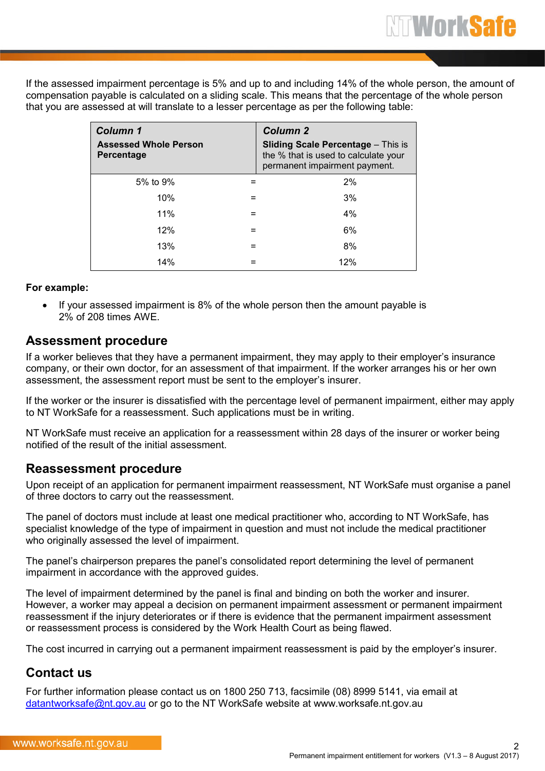If the assessed impairment percentage is 5% and up to and including 14% of the whole person, the amount of compensation payable is calculated on a sliding scale. This means that the percentage of the whole person that you are assessed at will translate to a lesser percentage as per the following table:

| ***Column 1*** **Assessed Whole Person Percentage** | | ***Column 2*** **Sliding Scale Percentage** – This is the % that is used to calculate your permanent impairment payment. |
|---|---|---|
| 5% to 9% | = | 2% |
| 10% | = | 3% |
| 11% | = | 4% |
| 12% | = | 6% |
| 13% | = | 8% |
| 14% | = | 12% |

**For example:**

- If your assessed impairment is 8% of the whole person then the amount payable is 2% of 208 times AWE.

## Assessment procedure

If a worker believes that they have a permanent impairment, they may apply to their employer's insurance company, or their own doctor, for an assessment of that impairment. If the worker arranges his or her own assessment, the assessment report must be sent to the employer's insurer.

If the worker or the insurer is dissatisfied with the percentage level of permanent impairment, either may apply to NT WorkSafe for a reassessment. Such applications must be in writing.

NT WorkSafe must receive an application for a reassessment within 28 days of the insurer or worker being notified of the result of the initial assessment.

## Reassessment procedure

Upon receipt of an application for permanent impairment reassessment, NT WorkSafe must organise a panel of three doctors to carry out the reassessment.

The panel of doctors must include at least one medical practitioner who, according to NT WorkSafe, has specialist knowledge of the type of impairment in question and must not include the medical practitioner who originally assessed the level of impairment.

The panel's chairperson prepares the panel's consolidated report determining the level of permanent impairment in accordance with the approved guides.

The level of impairment determined by the panel is final and binding on both the worker and insurer. However, a worker may appeal a decision on permanent impairment assessment or permanent impairment reassessment if the injury deteriorates or if there is evidence that the permanent impairment assessment or reassessment process is considered by the Work Health Court as being flawed.

The cost incurred in carrying out a permanent impairment reassessment is paid by the employer's insurer.

## Contact us

For further information please contact us on 1800 250 713, facsimile (08) 8999 5141, via email at datantworksafe@nt.gov.au or go to the NT WorkSafe website at www.worksafe.nt.gov.au